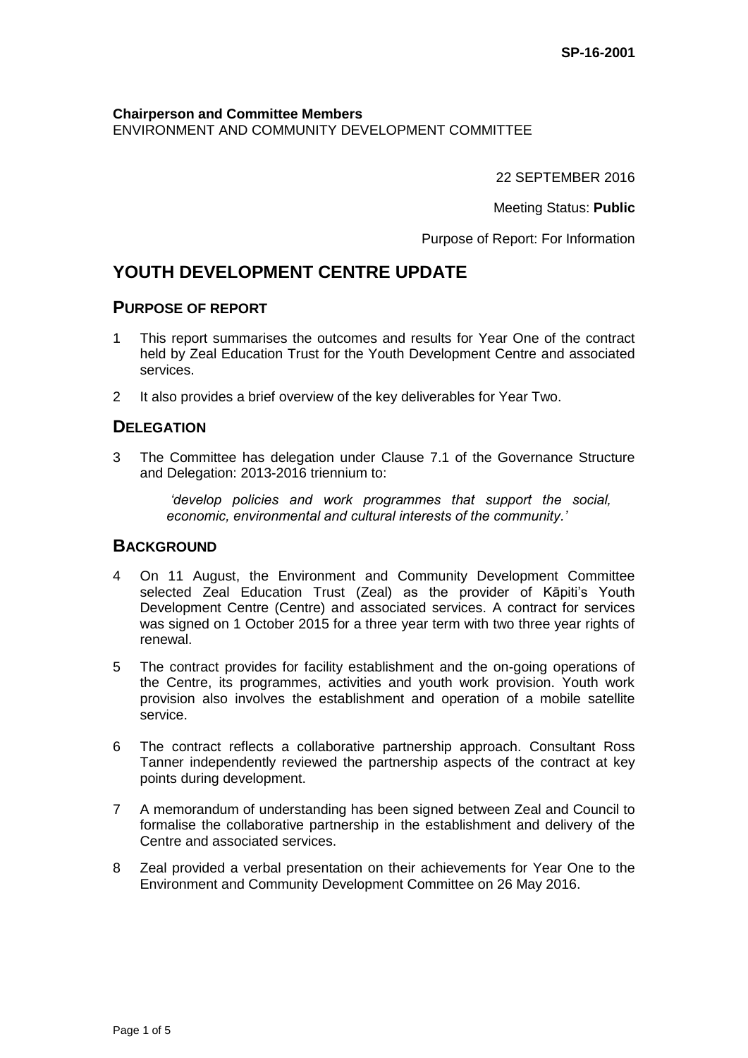**SP-16-2001**

**Chairperson and Committee Members**
ENVIRONMENT AND COMMUNITY DEVELOPMENT COMMITTEE

22 SEPTEMBER 2016

Meeting Status: **Public**

Purpose of Report: For Information

# YOUTH DEVELOPMENT CENTRE UPDATE

## PURPOSE OF REPORT

1 This report summarises the outcomes and results for Year One of the contract held by Zeal Education Trust for the Youth Development Centre and associated services.

2 It also provides a brief overview of the key deliverables for Year Two.

## DELEGATION

3 The Committee has delegation under Clause 7.1 of the Governance Structure and Delegation: 2013-2016 triennium to:

> *'develop policies and work programmes that support the social, economic, environmental and cultural interests of the community.'*

## BACKGROUND

4 On 11 August, the Environment and Community Development Committee selected Zeal Education Trust (Zeal) as the provider of Kāpiti's Youth Development Centre (Centre) and associated services. A contract for services was signed on 1 October 2015 for a three year term with two three year rights of renewal.

5 The contract provides for facility establishment and the on-going operations of the Centre, its programmes, activities and youth work provision. Youth work provision also involves the establishment and operation of a mobile satellite service.

6 The contract reflects a collaborative partnership approach. Consultant Ross Tanner independently reviewed the partnership aspects of the contract at key points during development.

7 A memorandum of understanding has been signed between Zeal and Council to formalise the collaborative partnership in the establishment and delivery of the Centre and associated services.

8 Zeal provided a verbal presentation on their achievements for Year One to the Environment and Community Development Committee on 26 May 2016.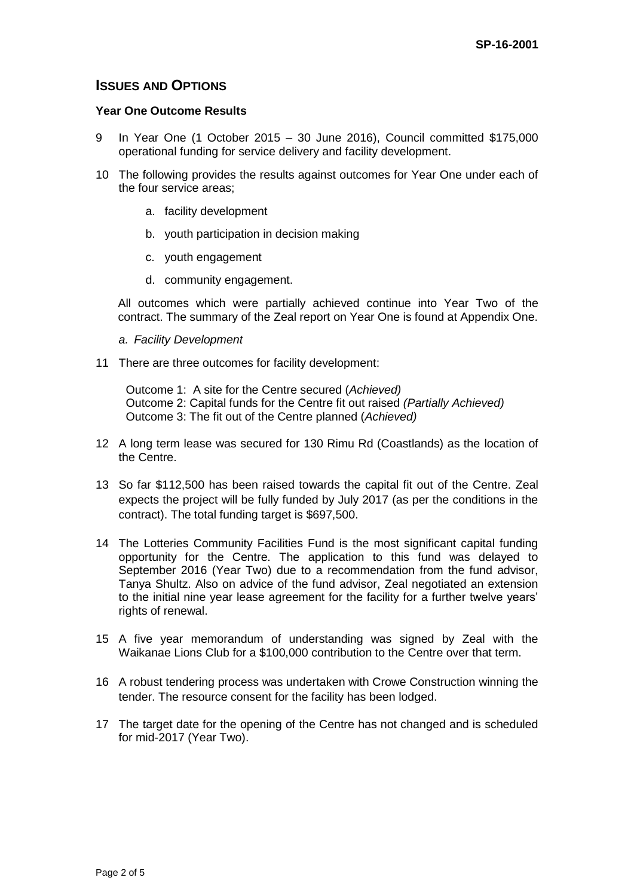## Issues and Options

### Year One Outcome Results

9 In Year One (1 October 2015 – 30 June 2016), Council committed $175,000 operational funding for service delivery and facility development.

10 The following provides the results against outcomes for Year One under each of the four service areas;

   a. facility development

   b. youth participation in decision making

   c. youth engagement

   d. community engagement.

   All outcomes which were partially achieved continue into Year Two of the contract. The summary of the Zeal report on Year One is found at Appendix One.

   *a. Facility Development*

11 There are three outcomes for facility development:

   Outcome 1: A site for the Centre secured (*Achieved)*
   Outcome 2: Capital funds for the Centre fit out raised *(Partially Achieved)*
   Outcome 3: The fit out of the Centre planned (*Achieved)*

12 A long term lease was secured for 130 Rimu Rd (Coastlands) as the location of the Centre.

13 So far $112,500 has been raised towards the capital fit out of the Centre. Zeal expects the project will be fully funded by July 2017 (as per the conditions in the contract). The total funding target is $697,500.

14 The Lotteries Community Facilities Fund is the most significant capital funding opportunity for the Centre. The application to this fund was delayed to September 2016 (Year Two) due to a recommendation from the fund advisor, Tanya Shultz. Also on advice of the fund advisor, Zeal negotiated an extension to the initial nine year lease agreement for the facility for a further twelve years' rights of renewal.

15 A five year memorandum of understanding was signed by Zeal with the Waikanae Lions Club for a $100,000 contribution to the Centre over that term.

16 A robust tendering process was undertaken with Crowe Construction winning the tender. The resource consent for the facility has been lodged.

17 The target date for the opening of the Centre has not changed and is scheduled for mid-2017 (Year Two).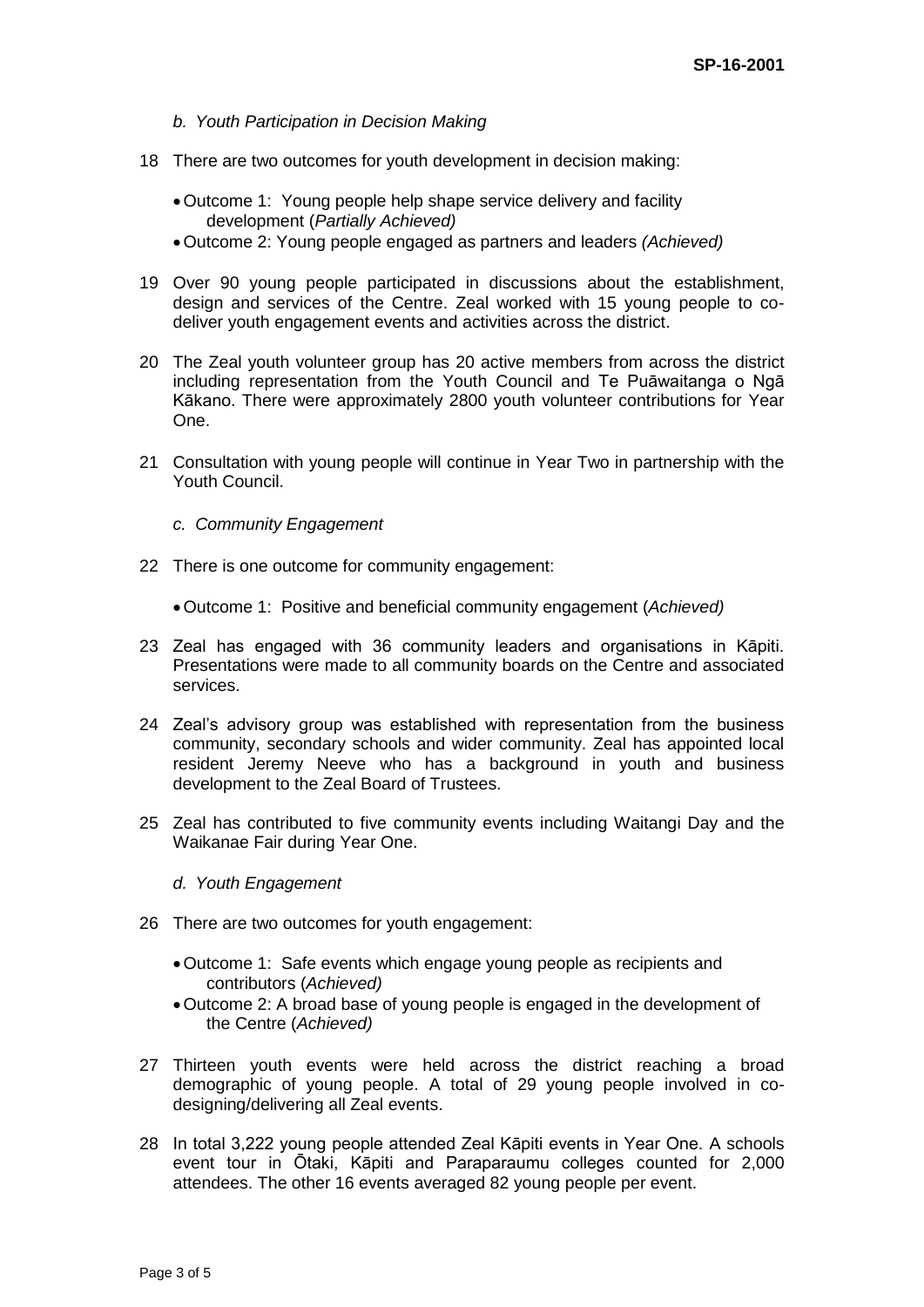*b. Youth Participation in Decision Making*

18 There are two outcomes for youth development in decision making:

- Outcome 1: Young people help shape service delivery and facility development (*Partially Achieved)*
- Outcome 2: Young people engaged as partners and leaders *(Achieved)*

19 Over 90 young people participated in discussions about the establishment, design and services of the Centre. Zeal worked with 15 young people to co-deliver youth engagement events and activities across the district.

20 The Zeal youth volunteer group has 20 active members from across the district including representation from the Youth Council and Te Puāwaitanga o Ngā Kākano. There were approximately 2800 youth volunteer contributions for Year One.

21 Consultation with young people will continue in Year Two in partnership with the Youth Council.

*c. Community Engagement*

22 There is one outcome for community engagement:

- Outcome 1: Positive and beneficial community engagement (*Achieved)*

23 Zeal has engaged with 36 community leaders and organisations in Kāpiti. Presentations were made to all community boards on the Centre and associated services.

24 Zeal's advisory group was established with representation from the business community, secondary schools and wider community. Zeal has appointed local resident Jeremy Neeve who has a background in youth and business development to the Zeal Board of Trustees.

25 Zeal has contributed to five community events including Waitangi Day and the Waikanae Fair during Year One.

*d. Youth Engagement*

26 There are two outcomes for youth engagement:

- Outcome 1: Safe events which engage young people as recipients and contributors (*Achieved)*
- Outcome 2: A broad base of young people is engaged in the development of the Centre (*Achieved)*

27 Thirteen youth events were held across the district reaching a broad demographic of young people. A total of 29 young people involved in co-designing/delivering all Zeal events.

28 In total 3,222 young people attended Zeal Kāpiti events in Year One. A schools event tour in Ōtaki, Kāpiti and Paraparaumu colleges counted for 2,000 attendees. The other 16 events averaged 82 young people per event.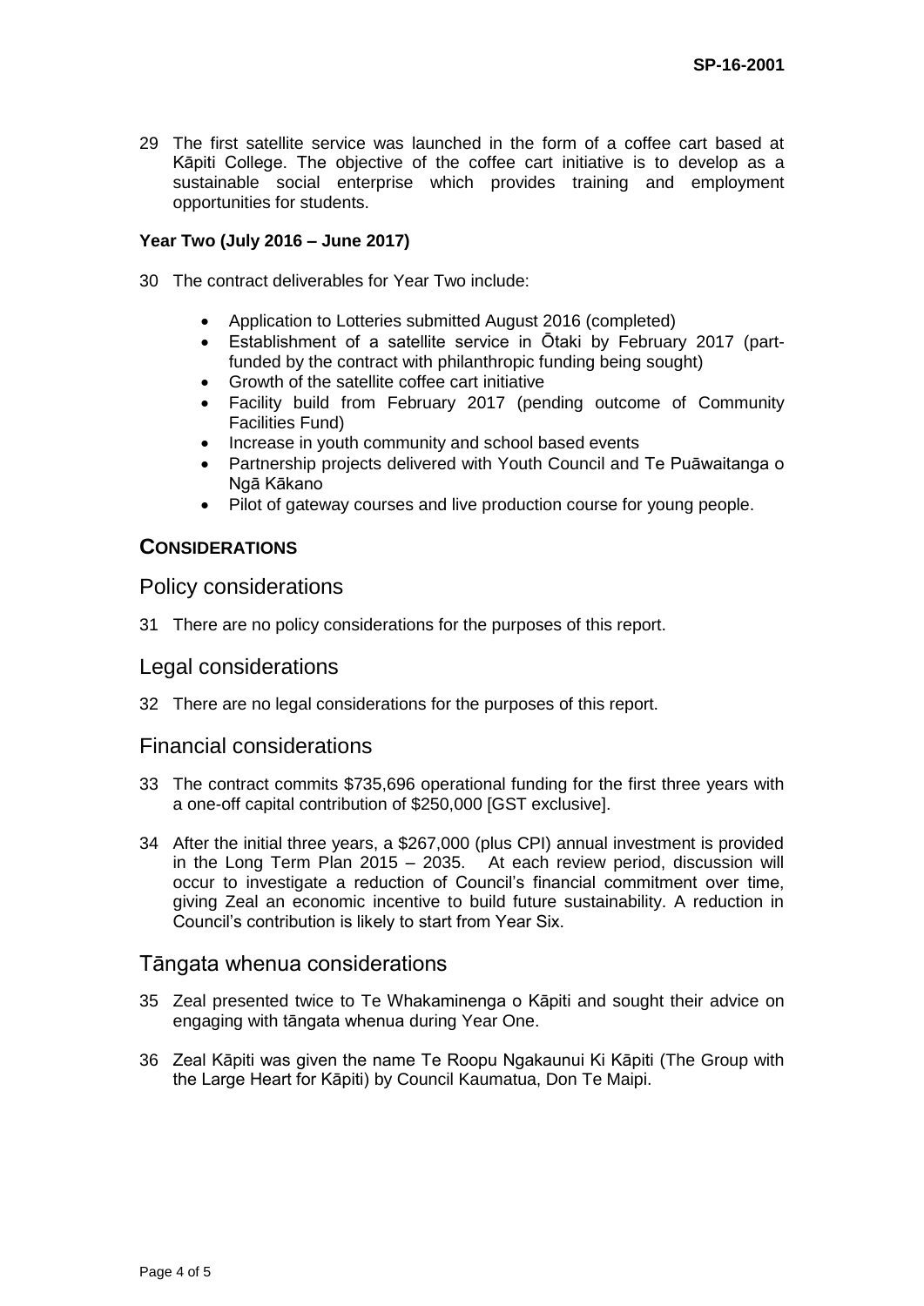29 The first satellite service was launched in the form of a coffee cart based at Kāpiti College. The objective of the coffee cart initiative is to develop as a sustainable social enterprise which provides training and employment opportunities for students.

**Year Two (July 2016 – June 2017)**

30 The contract deliverables for Year Two include:

- Application to Lotteries submitted August 2016 (completed)
- Establishment of a satellite service in Ōtaki by February 2017 (part-funded by the contract with philanthropic funding being sought)
- Growth of the satellite coffee cart initiative
- Facility build from February 2017 (pending outcome of Community Facilities Fund)
- Increase in youth community and school based events
- Partnership projects delivered with Youth Council and Te Puāwaitanga o Ngā Kākano
- Pilot of gateway courses and live production course for young people.

## CONSIDERATIONS

### Policy considerations

31 There are no policy considerations for the purposes of this report.

### Legal considerations

32 There are no legal considerations for the purposes of this report.

### Financial considerations

33 The contract commits $735,696 operational funding for the first three years with a one-off capital contribution of $250,000 [GST exclusive].

34 After the initial three years, a $267,000 (plus CPI) annual investment is provided in the Long Term Plan 2015 – 2035. At each review period, discussion will occur to investigate a reduction of Council's financial commitment over time, giving Zeal an economic incentive to build future sustainability. A reduction in Council's contribution is likely to start from Year Six.

### Tāngata whenua considerations

35 Zeal presented twice to Te Whakaminenga o Kāpiti and sought their advice on engaging with tāngata whenua during Year One.

36 Zeal Kāpiti was given the name Te Roopu Ngakaunui Ki Kāpiti (The Group with the Large Heart for Kāpiti) by Council Kaumatua, Don Te Maipi.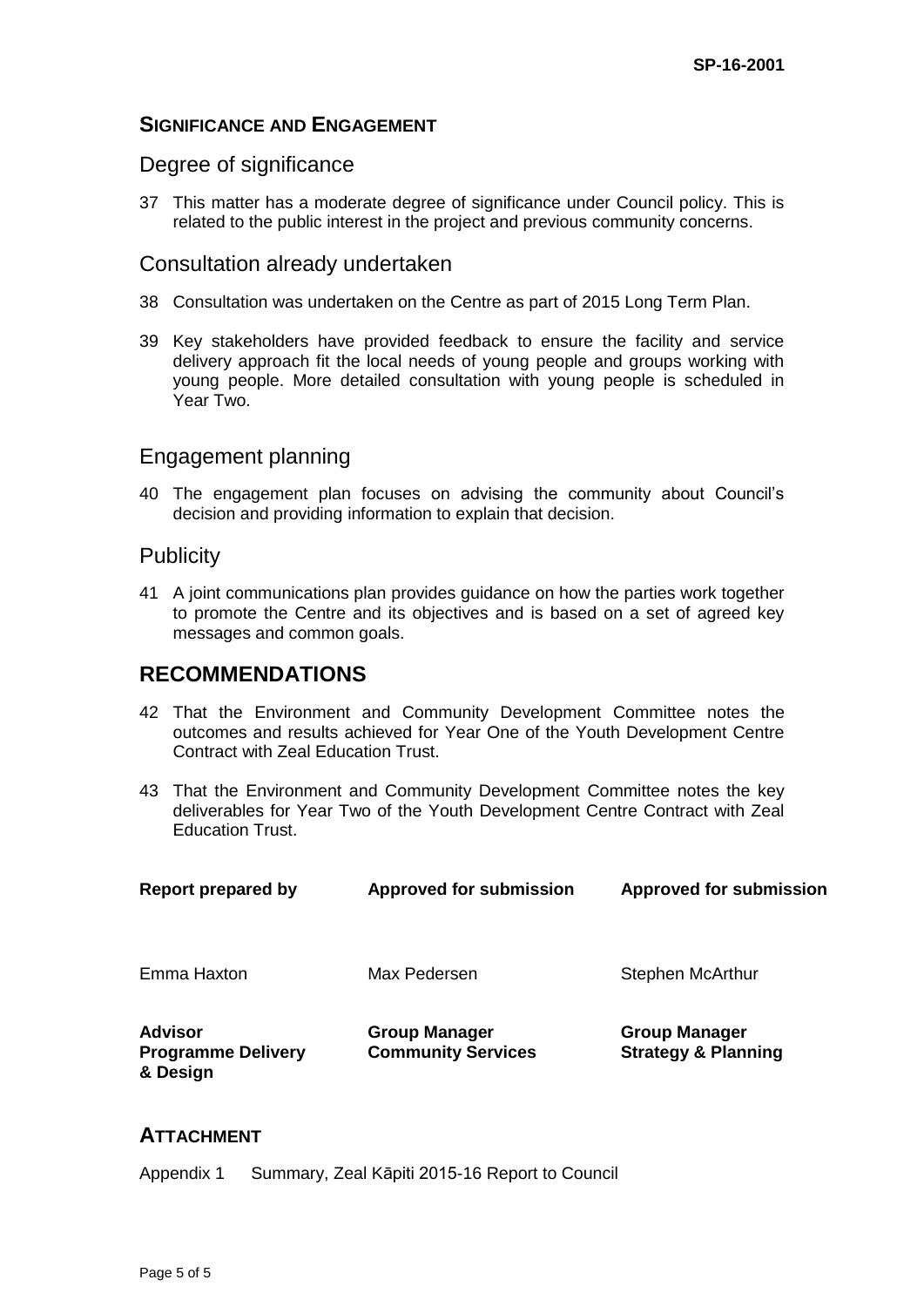## SIGNIFICANCE AND ENGAGEMENT

### Degree of significance

37 This matter has a moderate degree of significance under Council policy. This is related to the public interest in the project and previous community concerns.

### Consultation already undertaken

38 Consultation was undertaken on the Centre as part of 2015 Long Term Plan.

39 Key stakeholders have provided feedback to ensure the facility and service delivery approach fit the local needs of young people and groups working with young people. More detailed consultation with young people is scheduled in Year Two.

### Engagement planning

40 The engagement plan focuses on advising the community about Council's decision and providing information to explain that decision.

### Publicity

41 A joint communications plan provides guidance on how the parties work together to promote the Centre and its objectives and is based on a set of agreed key messages and common goals.

## RECOMMENDATIONS

42 That the Environment and Community Development Committee notes the outcomes and results achieved for Year One of the Youth Development Centre Contract with Zeal Education Trust.

43 That the Environment and Community Development Committee notes the key deliverables for Year Two of the Youth Development Centre Contract with Zeal Education Trust.

| **Report prepared by** | **Approved for submission** | **Approved for submission** |
|---|---|---|
| Emma Haxton | Max Pedersen | Stephen McArthur |
| **Advisor Programme Delivery & Design** | **Group Manager Community Services** | **Group Manager Strategy & Planning** |

## ATTACHMENT

Appendix 1 Summary, Zeal Kāpiti 2015-16 Report to Council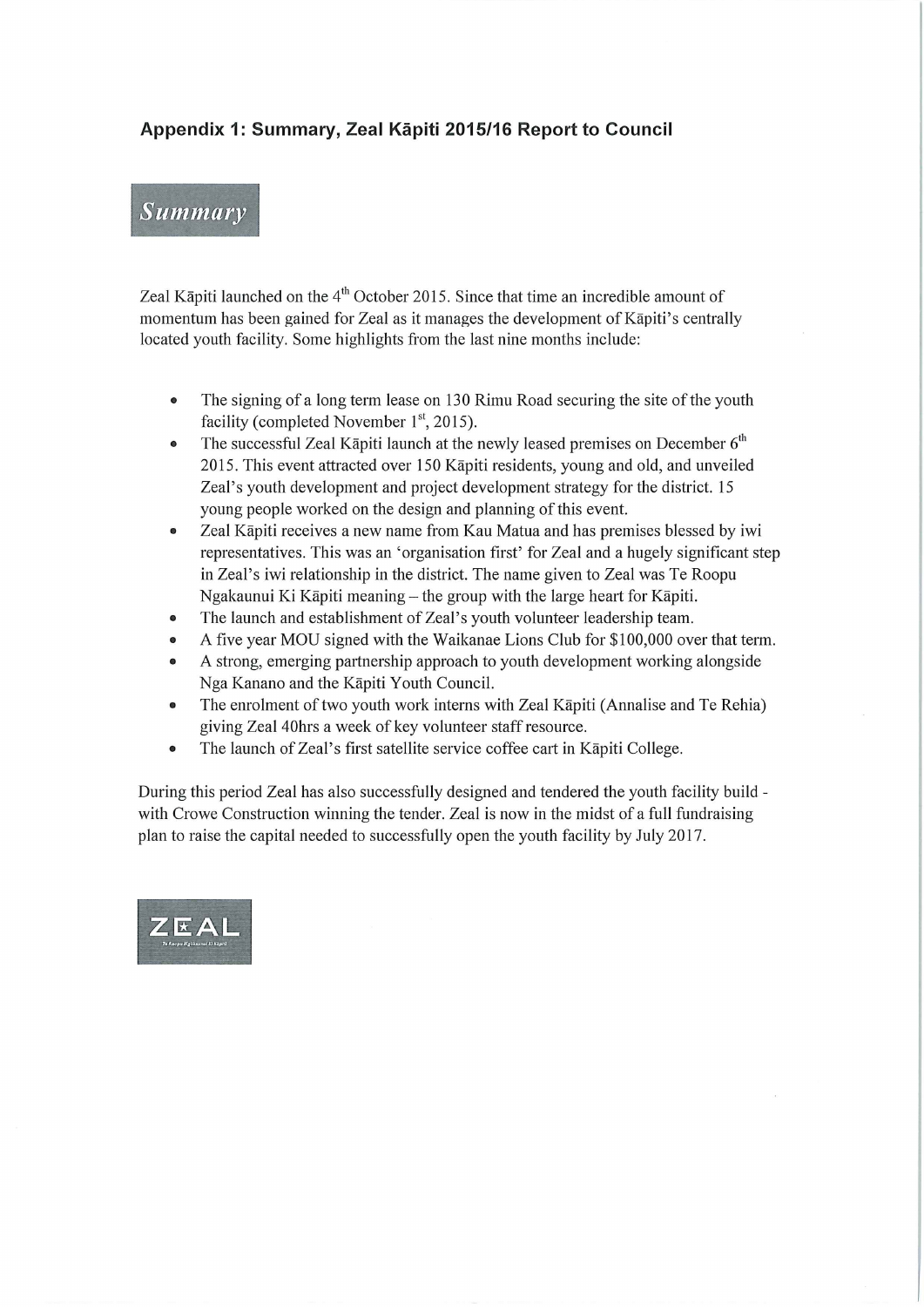## Appendix 1: Summary, Zeal Kāpiti 2015/16 Report to Council

### *Summary*

Zeal Kāpiti launched on the 4th October 2015. Since that time an incredible amount of momentum has been gained for Zeal as it manages the development of Kāpiti's centrally located youth facility. Some highlights from the last nine months include:

- The signing of a long term lease on 130 Rimu Road securing the site of the youth facility (completed November 1st, 2015).
- The successful Zeal Kāpiti launch at the newly leased premises on December 6th 2015. This event attracted over 150 Kāpiti residents, young and old, and unveiled Zeal's youth development and project development strategy for the district. 15 young people worked on the design and planning of this event.
- Zeal Kāpiti receives a new name from Kau Matua and has premises blessed by iwi representatives. This was an 'organisation first' for Zeal and a hugely significant step in Zeal's iwi relationship in the district. The name given to Zeal was Te Roopu Ngakaunui Ki Kāpiti meaning – the group with the large heart for Kāpiti.
- The launch and establishment of Zeal's youth volunteer leadership team.
- A five year MOU signed with the Waikanae Lions Club for $100,000 over that term.
- A strong, emerging partnership approach to youth development working alongside Nga Kanano and the Kāpiti Youth Council.
- The enrolment of two youth work interns with Zeal Kāpiti (Annalise and Te Rehia) giving Zeal 40hrs a week of key volunteer staff resource.
- The launch of Zeal's first satellite service coffee cart in Kāpiti College.

During this period Zeal has also successfully designed and tendered the youth facility build - with Crowe Construction winning the tender. Zeal is now in the midst of a full fundraising plan to raise the capital needed to successfully open the youth facility by July 2017.

ZEAL

Te Roopu Ngakaunui Ki Kāpiti